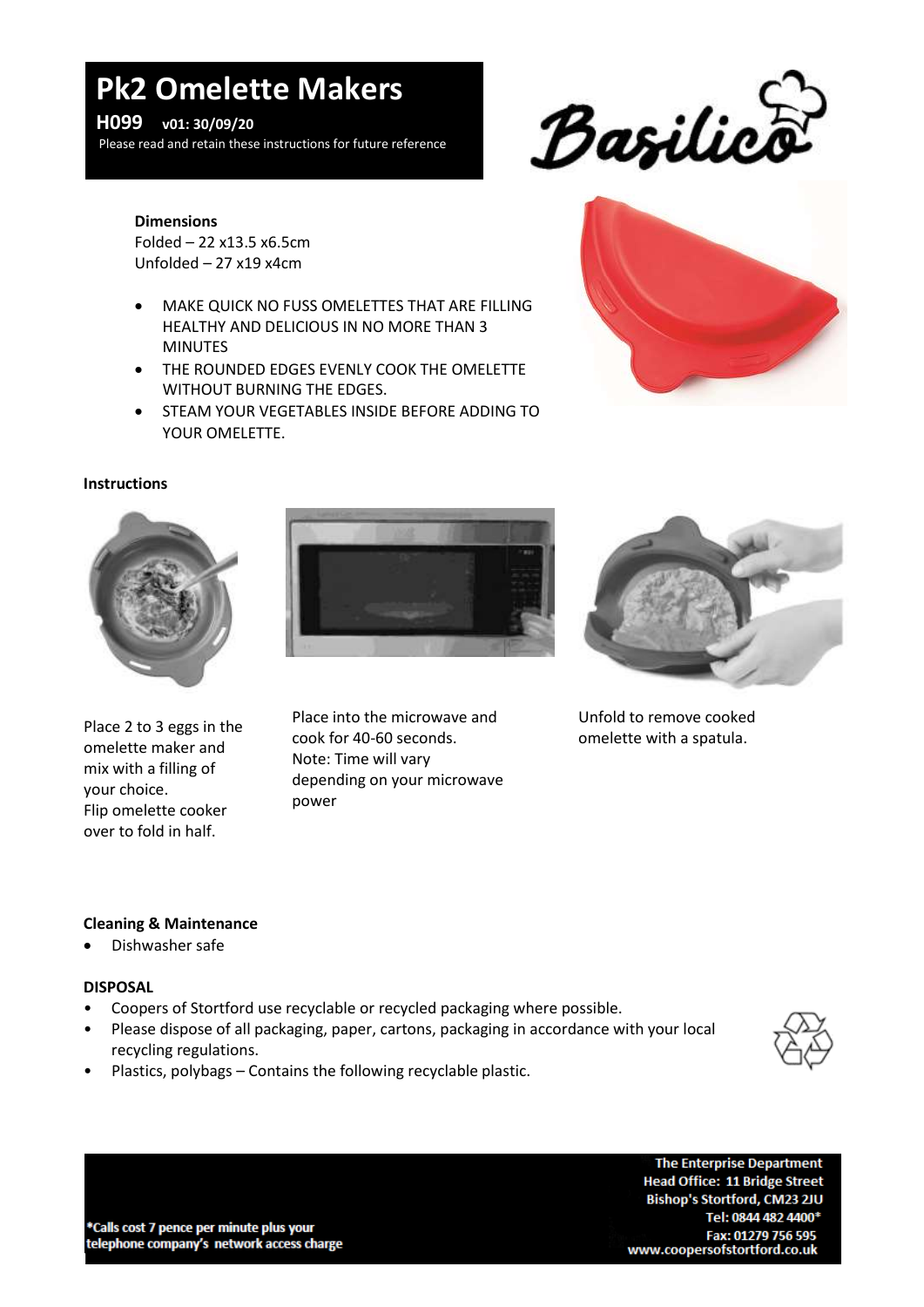# Pk2 Omelette Makers

**H099 v01: 30/09/20**

Please read and retain these instructions for future reference

Basilico

**Dimensions**
Folded – 22 x13.5 x6.5cm
Unfolded – 27 x19 x4cm

- MAKE QUICK NO FUSS OMELETTES THAT ARE FILLING HEALTHY AND DELICIOUS IN NO MORE THAN 3 MINUTES
- THE ROUNDED EDGES EVENLY COOK THE OMELETTE WITHOUT BURNING THE EDGES.
- STEAM YOUR VEGETABLES INSIDE BEFORE ADDING TO YOUR OMELETTE.

**Instructions**

Place 2 to 3 eggs in the omelette maker and mix with a filling of your choice.
Flip omelette cooker over to fold in half.

Place into the microwave and cook for 40-60 seconds.
Note: Time will vary depending on your microwave power

Unfold to remove cooked omelette with a spatula.

**Cleaning & Maintenance**

- Dishwasher safe

**DISPOSAL**

- Coopers of Stortford use recyclable or recycled packaging where possible.
- Please dispose of all packaging, paper, cartons, packaging in accordance with your local recycling regulations.
- Plastics, polybags – Contains the following recyclable plastic.

*Calls cost 7 pence per minute plus your telephone company's network access charge

The Enterprise Department
Head Office: 11 Bridge Street
Bishop's Stortford, CM23 2JU
Tel: 0844 482 4400*
Fax: 01279 756 595
www.coopersofstortford.co.uk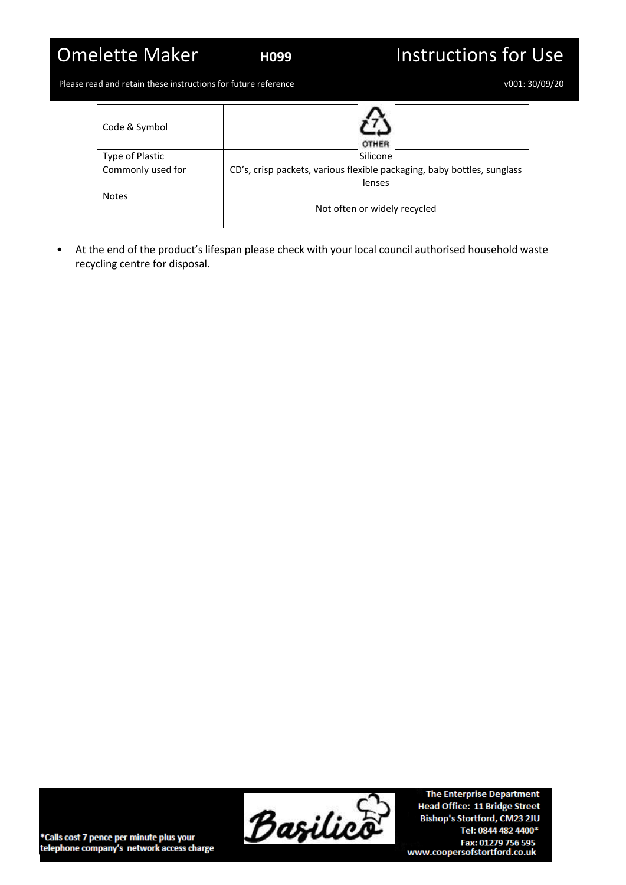| | |
|---|---|
| Code & Symbol | 7 OTHER |
| Type of Plastic | Silicone |
| Commonly used for | CD's, crisp packets, various flexible packaging, baby bottles, sunglass lenses |
| Notes | Not often or widely recycled |

- At the end of the product's lifespan please check with your local council authorised household waste recycling centre for disposal.

*Calls cost 7 pence per minute plus your telephone company's network access charge

Basilico

The Enterprise Department
Head Office: 11 Bridge Street
Bishop's Stortford, CM23 2JU
Tel: 0844 482 4400*
Fax: 01279 756 595
www.coopersofstortford.co.uk